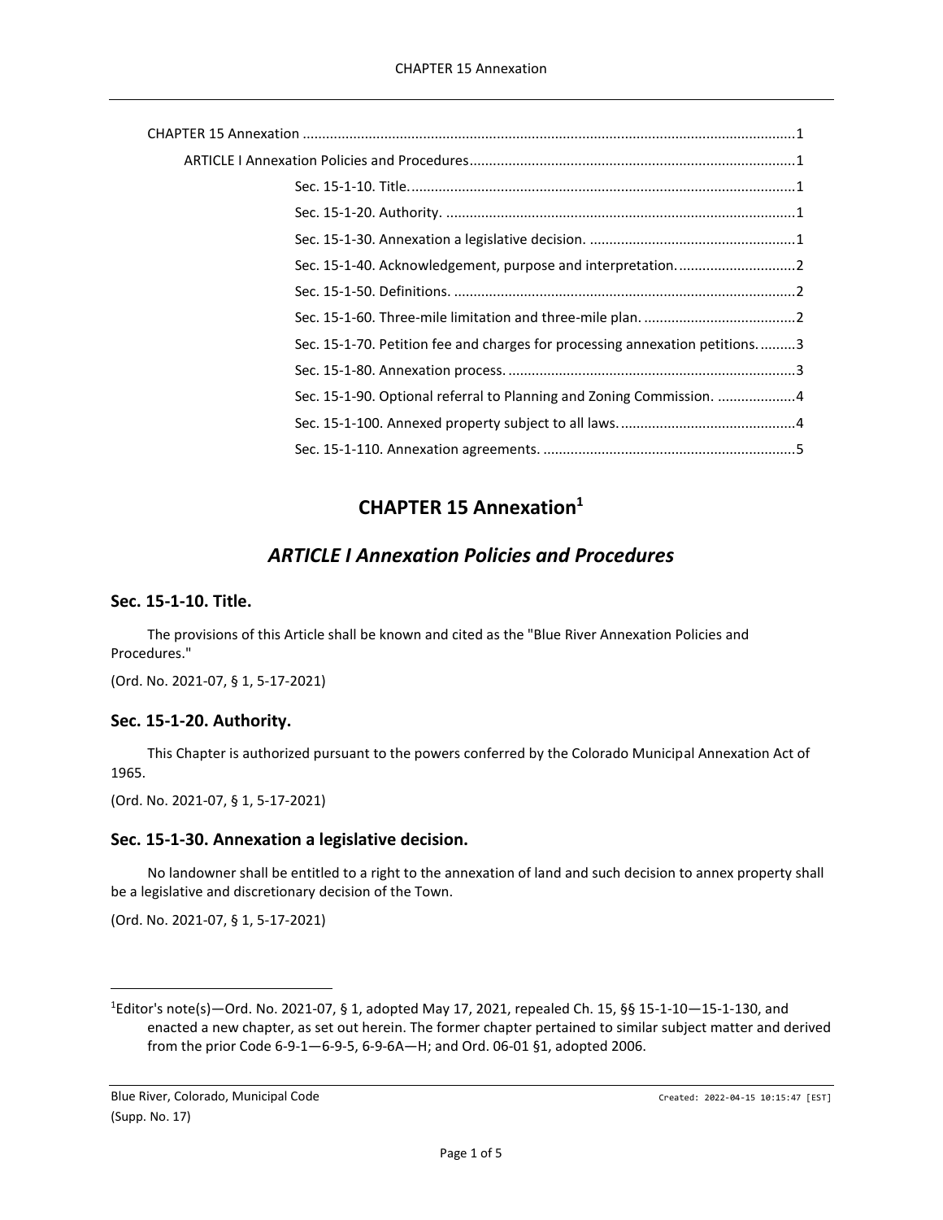CHAPTER 15 Annexation ........................................................................................................................1

ARTICLE I Annexation Policies and Procedures..................................................................................1

Sec. 15-1-10. Title..................................................................................................1

Sec. 15-1-20. Authority. .........................................................................................1

Sec. 15-1-30. Annexation a legislative decision. ....................................................1

Sec. 15-1-40. Acknowledgement, purpose and interpretation. ..............................2

Sec. 15-1-50. Definitions. .......................................................................................2

Sec. 15-1-60. Three-mile limitation and three-mile plan. .......................................2

Sec. 15-1-70. Petition fee and charges for processing annexation petitions. .........3

Sec. 15-1-80. Annexation process. .........................................................................3

Sec. 15-1-90. Optional referral to Planning and Zoning Commission. ....................4

Sec. 15-1-100. Annexed property subject to all laws. ............................................4

Sec. 15-1-110. Annexation agreements. .................................................................5

# CHAPTER 15 Annexation[1]

## *ARTICLE I Annexation Policies and Procedures*

### Sec. 15-1-10. Title.

The provisions of this Article shall be known and cited as the "Blue River Annexation Policies and Procedures."

(Ord. No. 2021-07, § 1, 5-17-2021)

### Sec. 15-1-20. Authority.

This Chapter is authorized pursuant to the powers conferred by the Colorado Municipal Annexation Act of 1965.

(Ord. No. 2021-07, § 1, 5-17-2021)

### Sec. 15-1-30. Annexation a legislative decision.

No landowner shall be entitled to a right to the annexation of land and such decision to annex property shall be a legislative and discretionary decision of the Town.

(Ord. No. 2021-07, § 1, 5-17-2021)

---

[1]Editor's note(s)—Ord. No. 2021-07, § 1, adopted May 17, 2021, repealed Ch. 15, §§ 15-1-10—15-1-130, and enacted a new chapter, as set out herein. The former chapter pertained to similar subject matter and derived from the prior Code 6-9-1—6-9-5, 6-9-6A—H; and Ord. 06-01 §1, adopted 2006.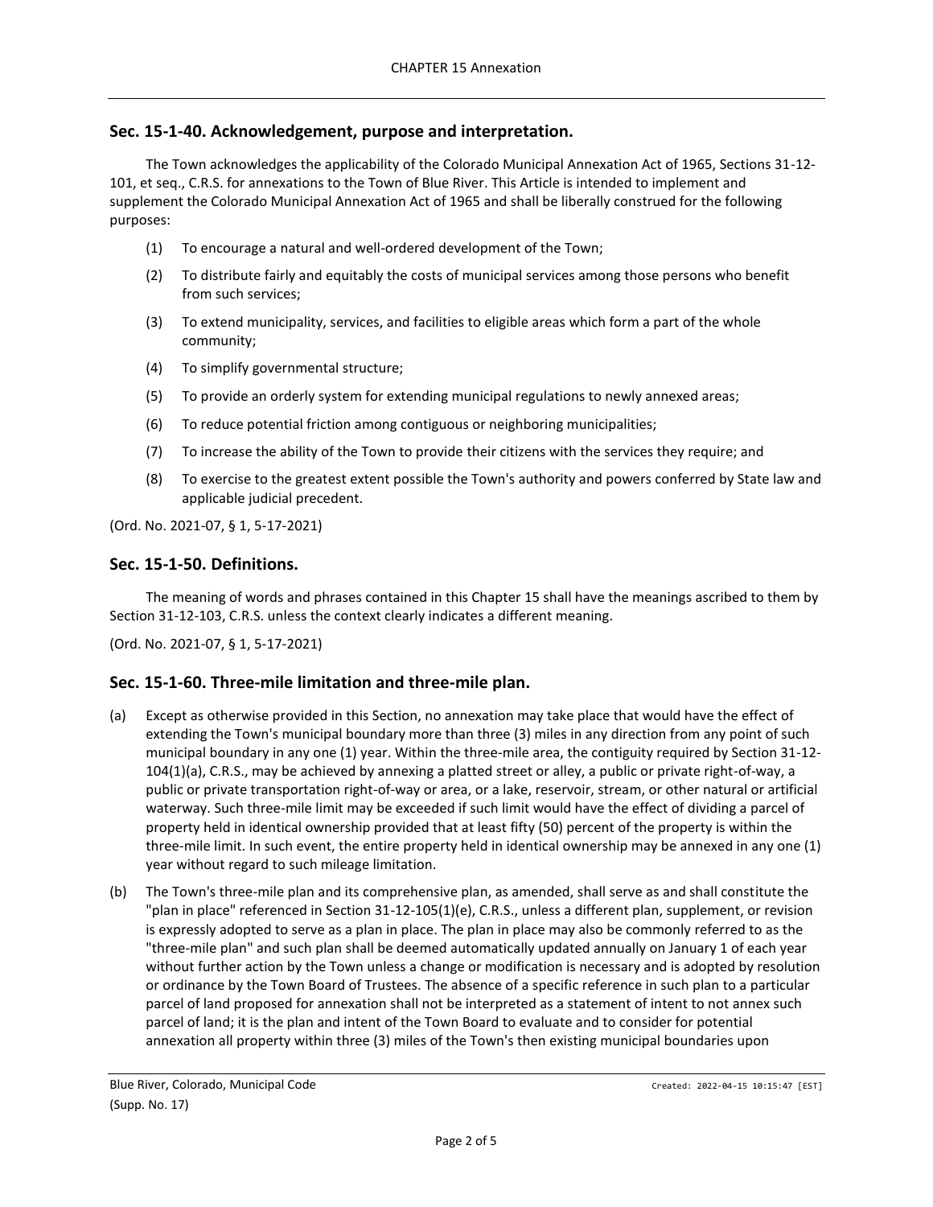## Sec. 15-1-40. Acknowledgement, purpose and interpretation.

The Town acknowledges the applicability of the Colorado Municipal Annexation Act of 1965, Sections 31-12-101, et seq., C.R.S. for annexations to the Town of Blue River. This Article is intended to implement and supplement the Colorado Municipal Annexation Act of 1965 and shall be liberally construed for the following purposes:

(1) To encourage a natural and well-ordered development of the Town;

(2) To distribute fairly and equitably the costs of municipal services among those persons who benefit from such services;

(3) To extend municipality, services, and facilities to eligible areas which form a part of the whole community;

(4) To simplify governmental structure;

(5) To provide an orderly system for extending municipal regulations to newly annexed areas;

(6) To reduce potential friction among contiguous or neighboring municipalities;

(7) To increase the ability of the Town to provide their citizens with the services they require; and

(8) To exercise to the greatest extent possible the Town's authority and powers conferred by State law and applicable judicial precedent.

(Ord. No. 2021-07, § 1, 5-17-2021)

## Sec. 15-1-50. Definitions.

The meaning of words and phrases contained in this Chapter 15 shall have the meanings ascribed to them by Section 31-12-103, C.R.S. unless the context clearly indicates a different meaning.

(Ord. No. 2021-07, § 1, 5-17-2021)

## Sec. 15-1-60. Three-mile limitation and three-mile plan.

(a) Except as otherwise provided in this Section, no annexation may take place that would have the effect of extending the Town's municipal boundary more than three (3) miles in any direction from any point of such municipal boundary in any one (1) year. Within the three-mile area, the contiguity required by Section 31-12-104(1)(a), C.R.S., may be achieved by annexing a platted street or alley, a public or private right-of-way, a public or private transportation right-of-way or area, or a lake, reservoir, stream, or other natural or artificial waterway. Such three-mile limit may be exceeded if such limit would have the effect of dividing a parcel of property held in identical ownership provided that at least fifty (50) percent of the property is within the three-mile limit. In such event, the entire property held in identical ownership may be annexed in any one (1) year without regard to such mileage limitation.

(b) The Town's three-mile plan and its comprehensive plan, as amended, shall serve as and shall constitute the "plan in place" referenced in Section 31-12-105(1)(e), C.R.S., unless a different plan, supplement, or revision is expressly adopted to serve as a plan in place. The plan in place may also be commonly referred to as the "three-mile plan" and such plan shall be deemed automatically updated annually on January 1 of each year without further action by the Town unless a change or modification is necessary and is adopted by resolution or ordinance by the Town Board of Trustees. The absence of a specific reference in such plan to a particular parcel of land proposed for annexation shall not be interpreted as a statement of intent to not annex such parcel of land; it is the plan and intent of the Town Board to evaluate and to consider for potential annexation all property within three (3) miles of the Town's then existing municipal boundaries upon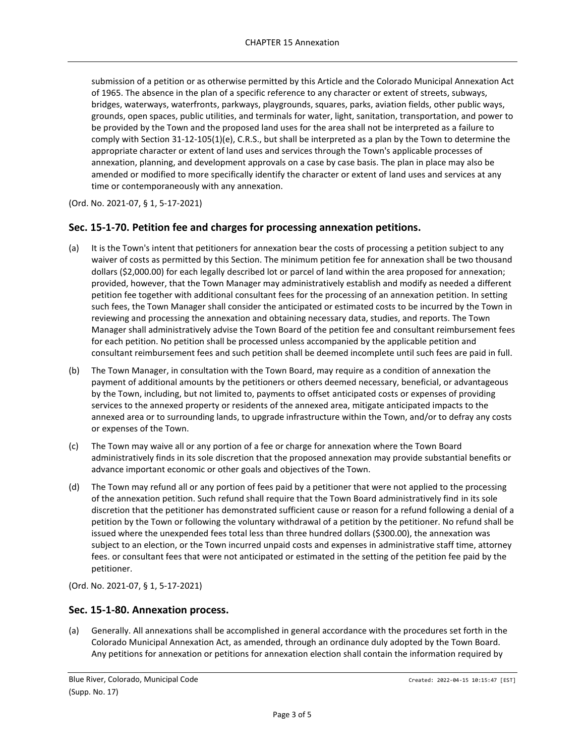submission of a petition or as otherwise permitted by this Article and the Colorado Municipal Annexation Act of 1965. The absence in the plan of a specific reference to any character or extent of streets, subways, bridges, waterways, waterfronts, parkways, playgrounds, squares, parks, aviation fields, other public ways, grounds, open spaces, public utilities, and terminals for water, light, sanitation, transportation, and power to be provided by the Town and the proposed land uses for the area shall not be interpreted as a failure to comply with Section 31-12-105(1)(e), C.R.S., but shall be interpreted as a plan by the Town to determine the appropriate character or extent of land uses and services through the Town's applicable processes of annexation, planning, and development approvals on a case by case basis. The plan in place may also be amended or modified to more specifically identify the character or extent of land uses and services at any time or contemporaneously with any annexation.

(Ord. No. 2021-07, § 1, 5-17-2021)

## Sec. 15-1-70. Petition fee and charges for processing annexation petitions.

(a) It is the Town's intent that petitioners for annexation bear the costs of processing a petition subject to any waiver of costs as permitted by this Section. The minimum petition fee for annexation shall be two thousand dollars ($2,000.00) for each legally described lot or parcel of land within the area proposed for annexation; provided, however, that the Town Manager may administratively establish and modify as needed a different petition fee together with additional consultant fees for the processing of an annexation petition. In setting such fees, the Town Manager shall consider the anticipated or estimated costs to be incurred by the Town in reviewing and processing the annexation and obtaining necessary data, studies, and reports. The Town Manager shall administratively advise the Town Board of the petition fee and consultant reimbursement fees for each petition. No petition shall be processed unless accompanied by the applicable petition and consultant reimbursement fees and such petition shall be deemed incomplete until such fees are paid in full.

(b) The Town Manager, in consultation with the Town Board, may require as a condition of annexation the payment of additional amounts by the petitioners or others deemed necessary, beneficial, or advantageous by the Town, including, but not limited to, payments to offset anticipated costs or expenses of providing services to the annexed property or residents of the annexed area, mitigate anticipated impacts to the annexed area or to surrounding lands, to upgrade infrastructure within the Town, and/or to defray any costs or expenses of the Town.

(c) The Town may waive all or any portion of a fee or charge for annexation where the Town Board administratively finds in its sole discretion that the proposed annexation may provide substantial benefits or advance important economic or other goals and objectives of the Town.

(d) The Town may refund all or any portion of fees paid by a petitioner that were not applied to the processing of the annexation petition. Such refund shall require that the Town Board administratively find in its sole discretion that the petitioner has demonstrated sufficient cause or reason for a refund following a denial of a petition by the Town or following the voluntary withdrawal of a petition by the petitioner. No refund shall be issued where the unexpended fees total less than three hundred dollars ($300.00), the annexation was subject to an election, or the Town incurred unpaid costs and expenses in administrative staff time, attorney fees. or consultant fees that were not anticipated or estimated in the setting of the petition fee paid by the petitioner.

(Ord. No. 2021-07, § 1, 5-17-2021)

## Sec. 15-1-80. Annexation process.

(a) Generally. All annexations shall be accomplished in general accordance with the procedures set forth in the Colorado Municipal Annexation Act, as amended, through an ordinance duly adopted by the Town Board. Any petitions for annexation or petitions for annexation election shall contain the information required by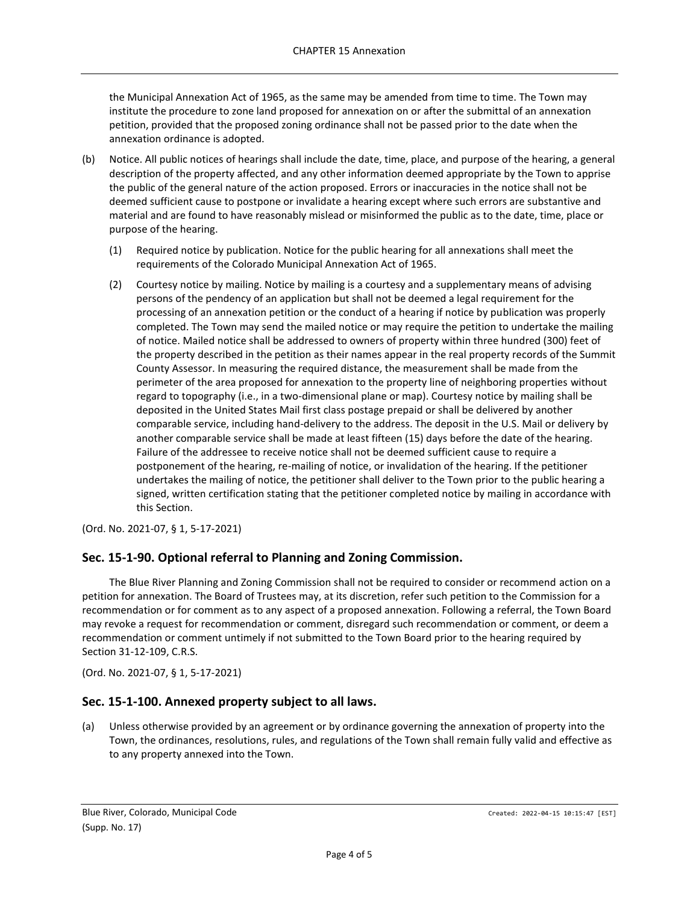the Municipal Annexation Act of 1965, as the same may be amended from time to time. The Town may institute the procedure to zone land proposed for annexation on or after the submittal of an annexation petition, provided that the proposed zoning ordinance shall not be passed prior to the date when the annexation ordinance is adopted.

(b) Notice. All public notices of hearings shall include the date, time, place, and purpose of the hearing, a general description of the property affected, and any other information deemed appropriate by the Town to apprise the public of the general nature of the action proposed. Errors or inaccuracies in the notice shall not be deemed sufficient cause to postpone or invalidate a hearing except where such errors are substantive and material and are found to have reasonably mislead or misinformed the public as to the date, time, place or purpose of the hearing.

   (1) Required notice by publication. Notice for the public hearing for all annexations shall meet the requirements of the Colorado Municipal Annexation Act of 1965.

   (2) Courtesy notice by mailing. Notice by mailing is a courtesy and a supplementary means of advising persons of the pendency of an application but shall not be deemed a legal requirement for the processing of an annexation petition or the conduct of a hearing if notice by publication was properly completed. The Town may send the mailed notice or may require the petition to undertake the mailing of notice. Mailed notice shall be addressed to owners of property within three hundred (300) feet of the property described in the petition as their names appear in the real property records of the Summit County Assessor. In measuring the required distance, the measurement shall be made from the perimeter of the area proposed for annexation to the property line of neighboring properties without regard to topography (i.e., in a two-dimensional plane or map). Courtesy notice by mailing shall be deposited in the United States Mail first class postage prepaid or shall be delivered by another comparable service, including hand-delivery to the address. The deposit in the U.S. Mail or delivery by another comparable service shall be made at least fifteen (15) days before the date of the hearing. Failure of the addressee to receive notice shall not be deemed sufficient cause to require a postponement of the hearing, re-mailing of notice, or invalidation of the hearing. If the petitioner undertakes the mailing of notice, the petitioner shall deliver to the Town prior to the public hearing a signed, written certification stating that the petitioner completed notice by mailing in accordance with this Section.

(Ord. No. 2021-07, § 1, 5-17-2021)

## Sec. 15-1-90. Optional referral to Planning and Zoning Commission.

The Blue River Planning and Zoning Commission shall not be required to consider or recommend action on a petition for annexation. The Board of Trustees may, at its discretion, refer such petition to the Commission for a recommendation or for comment as to any aspect of a proposed annexation. Following a referral, the Town Board may revoke a request for recommendation or comment, disregard such recommendation or comment, or deem a recommendation or comment untimely if not submitted to the Town Board prior to the hearing required by Section 31-12-109, C.R.S.

(Ord. No. 2021-07, § 1, 5-17-2021)

## Sec. 15-1-100. Annexed property subject to all laws.

(a) Unless otherwise provided by an agreement or by ordinance governing the annexation of property into the Town, the ordinances, resolutions, rules, and regulations of the Town shall remain fully valid and effective as to any property annexed into the Town.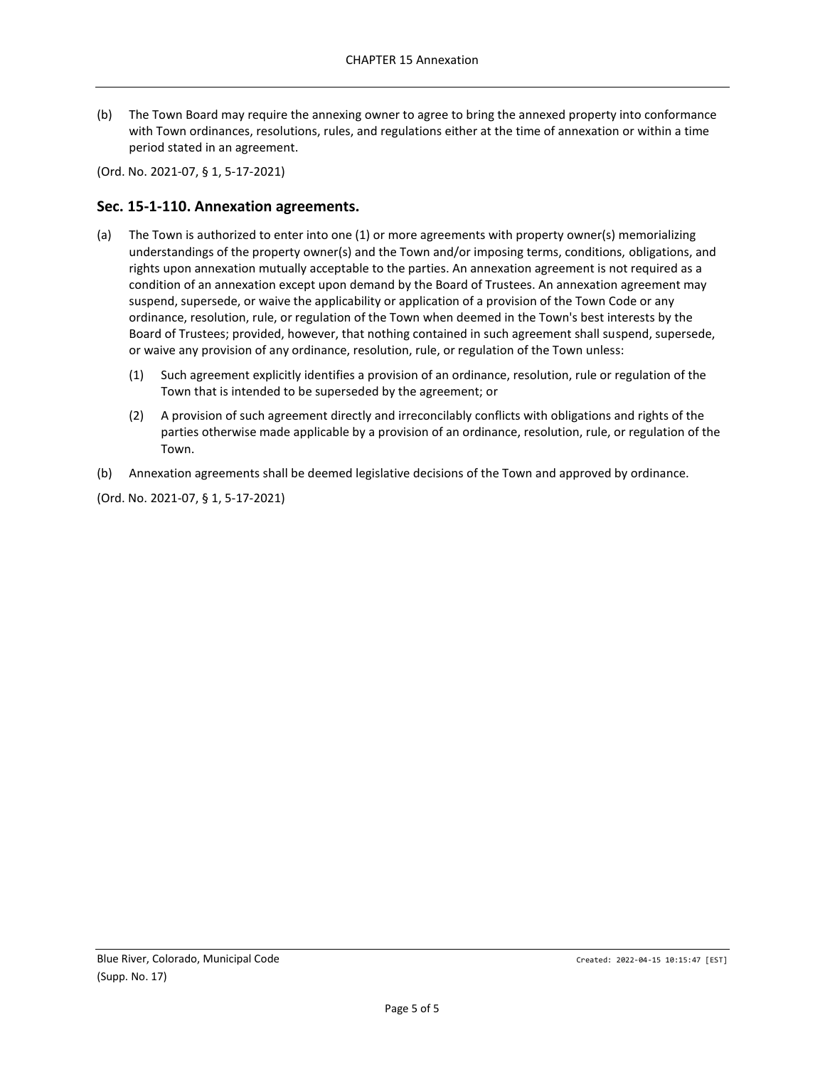(b) The Town Board may require the annexing owner to agree to bring the annexed property into conformance with Town ordinances, resolutions, rules, and regulations either at the time of annexation or within a time period stated in an agreement.

(Ord. No. 2021-07, § 1, 5-17-2021)

## Sec. 15-1-110. Annexation agreements.

(a) The Town is authorized to enter into one (1) or more agreements with property owner(s) memorializing understandings of the property owner(s) and the Town and/or imposing terms, conditions, obligations, and rights upon annexation mutually acceptable to the parties. An annexation agreement is not required as a condition of an annexation except upon demand by the Board of Trustees. An annexation agreement may suspend, supersede, or waive the applicability or application of a provision of the Town Code or any ordinance, resolution, rule, or regulation of the Town when deemed in the Town's best interests by the Board of Trustees; provided, however, that nothing contained in such agreement shall suspend, supersede, or waive any provision of any ordinance, resolution, rule, or regulation of the Town unless:

(1) Such agreement explicitly identifies a provision of an ordinance, resolution, rule or regulation of the Town that is intended to be superseded by the agreement; or

(2) A provision of such agreement directly and irreconcilably conflicts with obligations and rights of the parties otherwise made applicable by a provision of an ordinance, resolution, rule, or regulation of the Town.

(b) Annexation agreements shall be deemed legislative decisions of the Town and approved by ordinance.

(Ord. No. 2021-07, § 1, 5-17-2021)